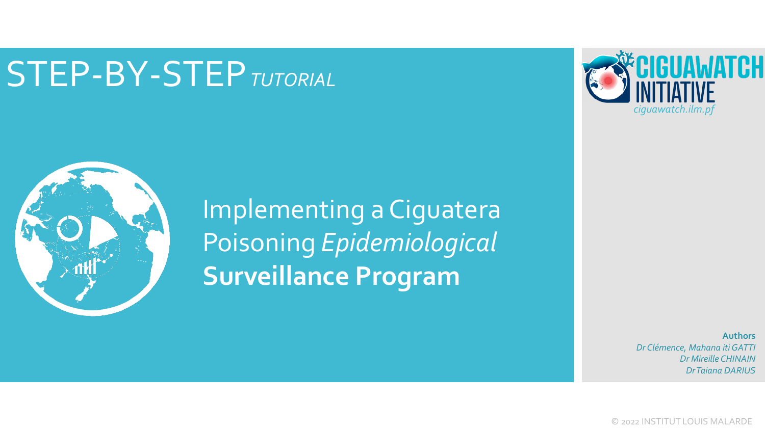# STEP-BY-STEP *TUTORIAL*

**CIGUAWATCH INITIATIVE**
*ciguawatch.ilm.pf*

Implementing a Ciguatera Poisoning *Epidemiological* **Surveillance Program**

**Authors**
*Dr Clémence, Mahana iti GATTI*
*Dr Mireille CHINAIN*
*Dr Taiana DARIUS*

© 2022 INSTITUT LOUIS MALARDE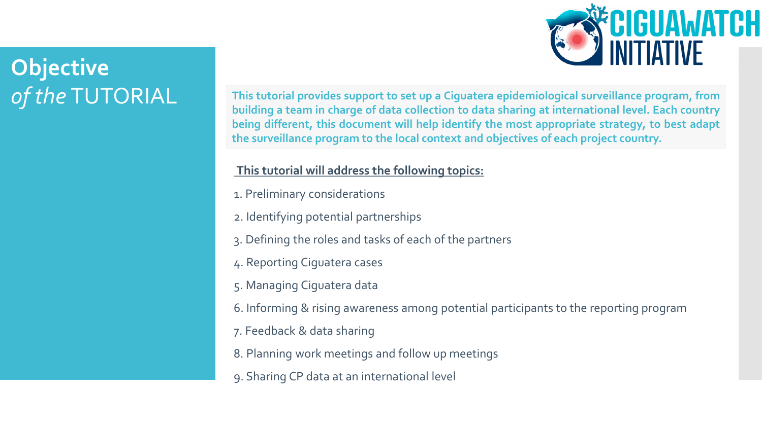# **Objective** *of the* TUTORIAL

**This tutorial provides support to set up a Ciguatera epidemiological surveillance program, from building a team in charge of data collection to data sharing at international level. Each country being different, this document will help identify the most appropriate strategy, to best adapt the surveillance program to the local context and objectives of each project country.**

**This tutorial will address the following topics:**

1. Preliminary considerations
2. Identifying potential partnerships
3. Defining the roles and tasks of each of the partners
4. Reporting Ciguatera cases
5. Managing Ciguatera data
6. Informing & rising awareness among potential participants to the reporting program
7. Feedback & data sharing
8. Planning work meetings and follow up meetings
9. Sharing CP data at an international level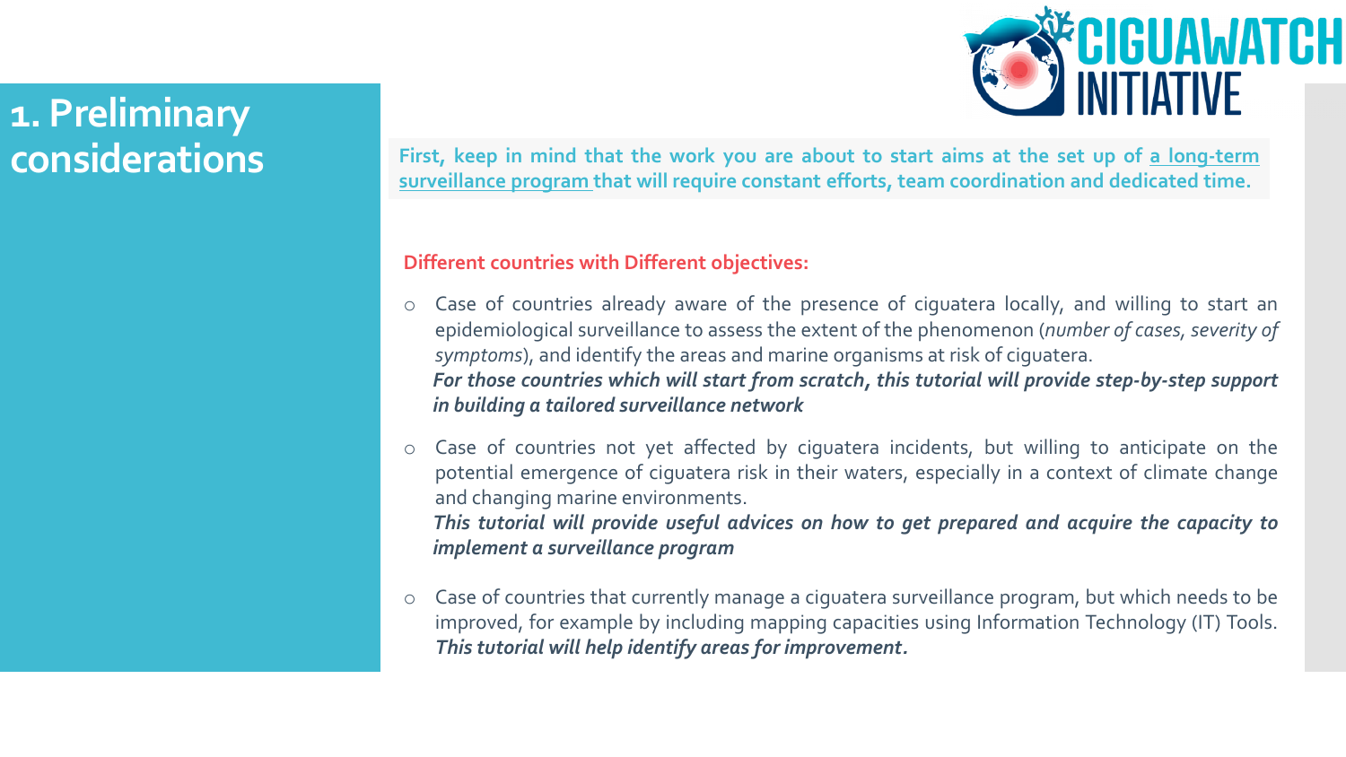# 1. Preliminary considerations

**First, keep in mind that the work you are about to start aims at the set up of a long-term surveillance program that will require constant efforts, team coordination and dedicated time.**

**Different countries with Different objectives:**

- Case of countries already aware of the presence of ciguatera locally, and willing to start an epidemiological surveillance to assess the extent of the phenomenon (*number of cases, severity of symptoms*), and identify the areas and marine organisms at risk of ciguatera.
  ***For those countries which will start from scratch, this tutorial will provide step-by-step support in building a tailored surveillance network***

- Case of countries not yet affected by ciguatera incidents, but willing to anticipate on the potential emergence of ciguatera risk in their waters, especially in a context of climate change and changing marine environments.
  ***This tutorial will provide useful advices on how to get prepared and acquire the capacity to implement a surveillance program***

- Case of countries that currently manage a ciguatera surveillance program, but which needs to be improved, for example by including mapping capacities using Information Technology (IT) Tools.
  ***This tutorial will help identify areas for improvement.***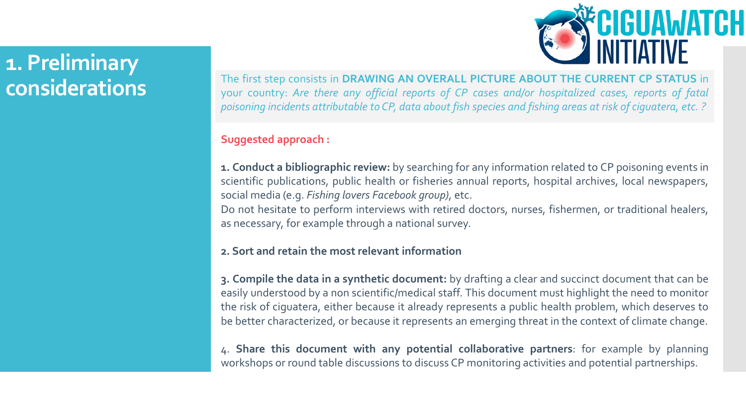# 1. Preliminary considerations

The first step consists in **DRAWING AN OVERALL PICTURE ABOUT THE CURRENT CP STATUS** in your country: *Are there any official reports of CP cases and/or hospitalized cases, reports of fatal poisoning incidents attributable to CP, data about fish species and fishing areas at risk of ciguatera, etc. ?*

**Suggested approach :**

**1. Conduct a bibliographic review:** by searching for any information related to CP poisoning events in scientific publications, public health or fisheries annual reports, hospital archives, local newspapers, social media (e.g. *Fishing lovers Facebook group)*, etc.

Do not hesitate to perform interviews with retired doctors, nurses, fishermen, or traditional healers, as necessary, for example through a national survey.

**2. Sort and retain the most relevant information**

**3. Compile the data in a synthetic document:** by drafting a clear and succinct document that can be easily understood by a non scientific/medical staff. This document must highlight the need to monitor the risk of ciguatera, either because it already represents a public health problem, which deserves to be better characterized, or because it represents an emerging threat in the context of climate change.

4. **Share this document with any potential collaborative partners**: for example by planning workshops or round table discussions to discuss CP monitoring activities and potential partnerships.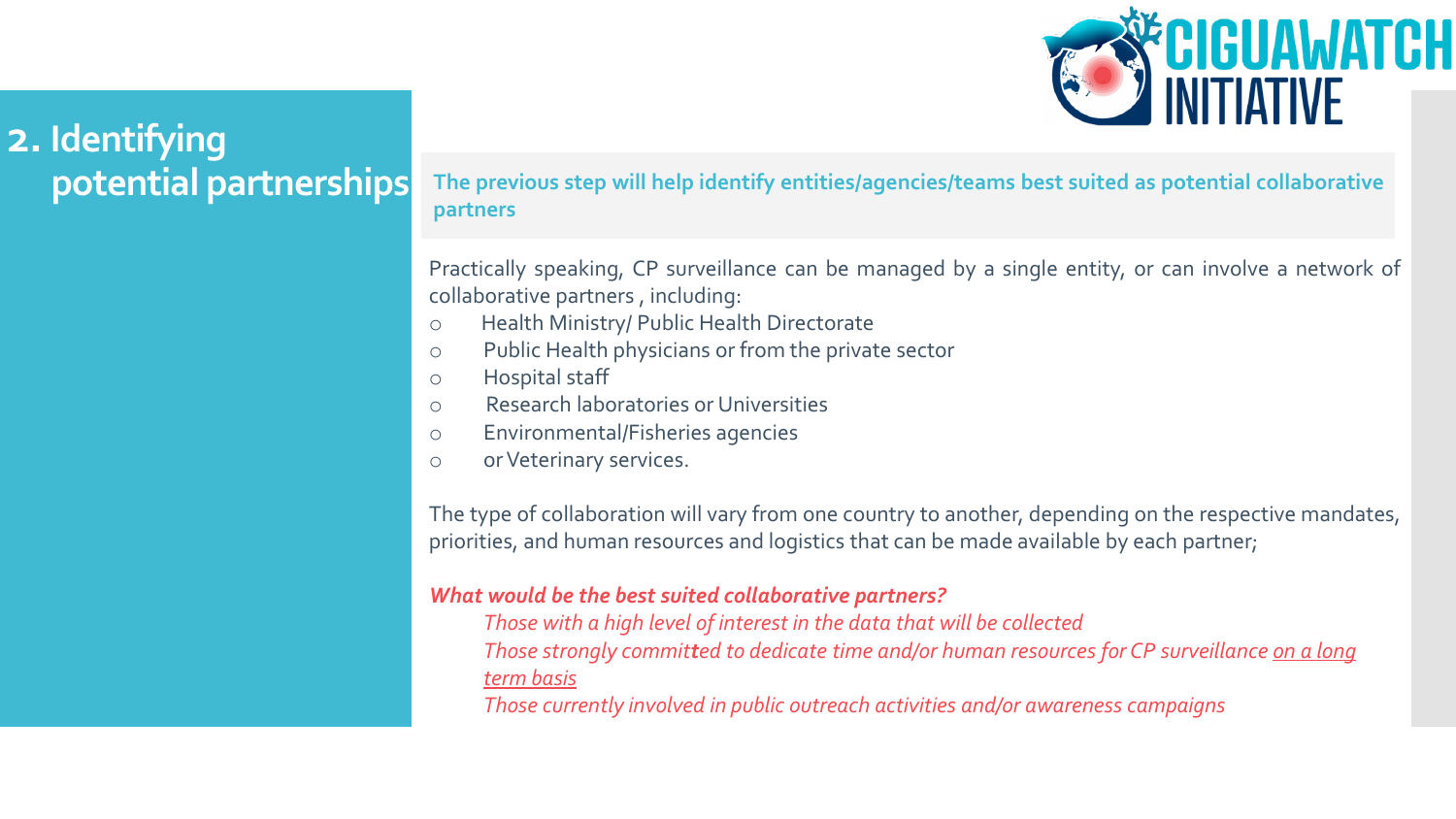## 2. Identifying potential partnerships

**The previous step will help identify entities/agencies/teams best suited as potential collaborative partners**

Practically speaking, CP surveillance can be managed by a single entity, or can involve a network of collaborative partners , including:

- Health Ministry/ Public Health Directorate
- Public Health physicians or from the private sector
- Hospital staff
- Research laboratories or Universities
- Environmental/Fisheries agencies
- or Veterinary services.

The type of collaboration will vary from one country to another, depending on the respective mandates, priorities, and human resources and logistics that can be made available by each partner;

***What would be the best suited collaborative partners?***

*Those with a high level of interest in the data that will be collected*

*Those strongly committed to dedicate time and/or human resources for CP surveillance <u>on a long term basis</u>*

*Those currently involved in public outreach activities and/or awareness campaigns*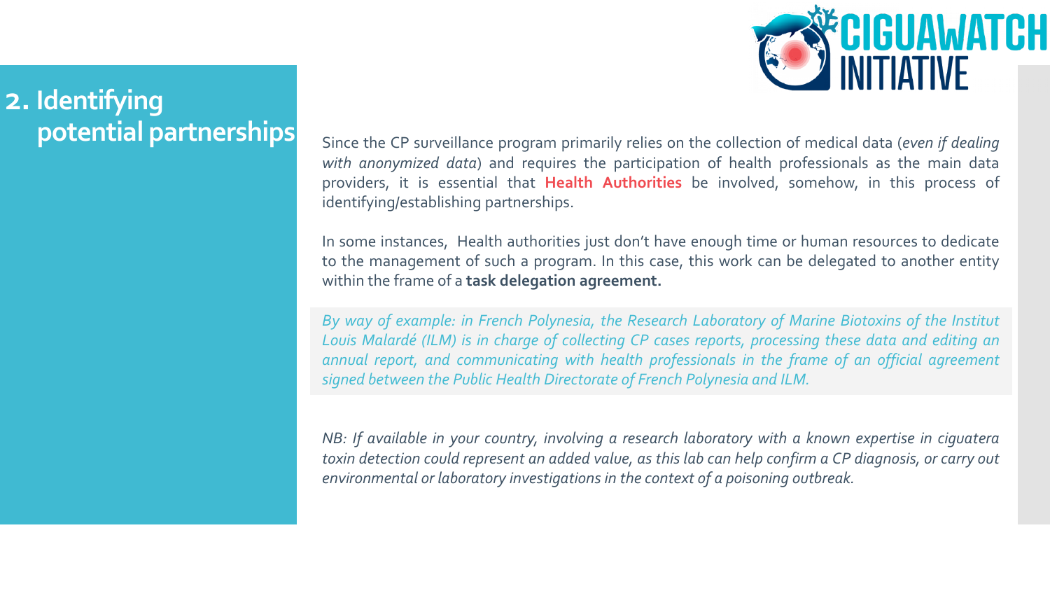## 2. Identifying potential partnerships

Since the CP surveillance program primarily relies on the collection of medical data (*even if dealing with anonymized data*) and requires the participation of health professionals as the main data providers, it is essential that **Health Authorities** be involved, somehow, in this process of identifying/establishing partnerships.

In some instances, Health authorities just don't have enough time or human resources to dedicate to the management of such a program. In this case, this work can be delegated to another entity within the frame of a **task delegation agreement.**

*By way of example: in French Polynesia, the Research Laboratory of Marine Biotoxins of the Institut Louis Malardé (ILM) is in charge of collecting CP cases reports, processing these data and editing an annual report, and communicating with health professionals in the frame of an official agreement signed between the Public Health Directorate of French Polynesia and ILM.*

*NB: If available in your country, involving a research laboratory with a known expertise in ciguatera toxin detection could represent an added value, as this lab can help confirm a CP diagnosis, or carry out environmental or laboratory investigations in the context of a poisoning outbreak.*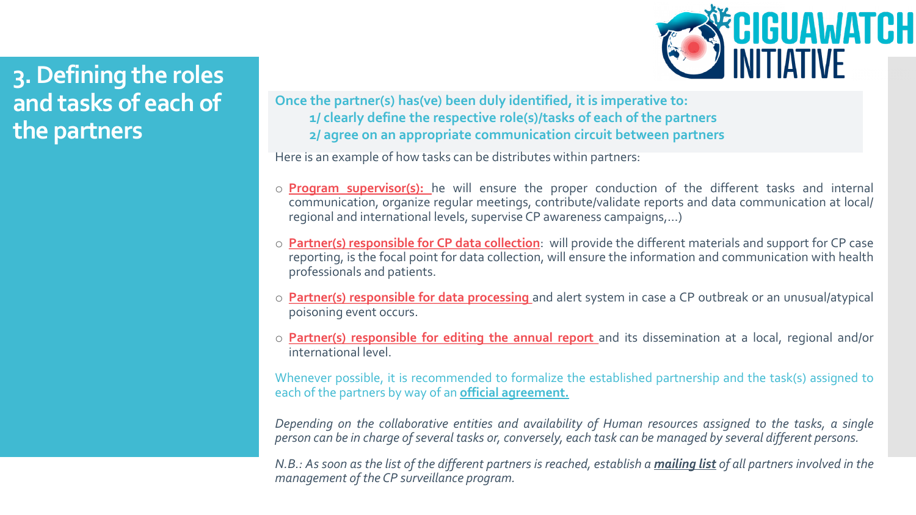# 3. Defining the roles and tasks of each of the partners

**Once the partner(s) has(ve) been duly identified, it is imperative to:**

**1/ clearly define the respective role(s)/tasks of each of the partners**

**2/ agree on an appropriate communication circuit between partners**

Here is an example of how tasks can be distributes within partners:

- **Program supervisor(s):** he will ensure the proper conduction of the different tasks and internal communication, organize regular meetings, contribute/validate reports and data communication at local/ regional and international levels, supervise CP awareness campaigns,…)
- **Partner(s) responsible for CP data collection**: will provide the different materials and support for CP case reporting, is the focal point for data collection, will ensure the information and communication with health professionals and patients.
- **Partner(s) responsible for data processing** and alert system in case a CP outbreak or an unusual/atypical poisoning event occurs.
- **Partner(s) responsible for editing the annual report** and its dissemination at a local, regional and/or international level.

Whenever possible, it is recommended to formalize the established partnership and the task(s) assigned to each of the partners by way of an **official agreement.**

*Depending on the collaborative entities and availability of Human resources assigned to the tasks, a single person can be in charge of several tasks or, conversely, each task can be managed by several different persons.*

*N.B.: As soon as the list of the different partners is reached, establish a* ***mailing list*** *of all partners involved in the management of the CP surveillance program.*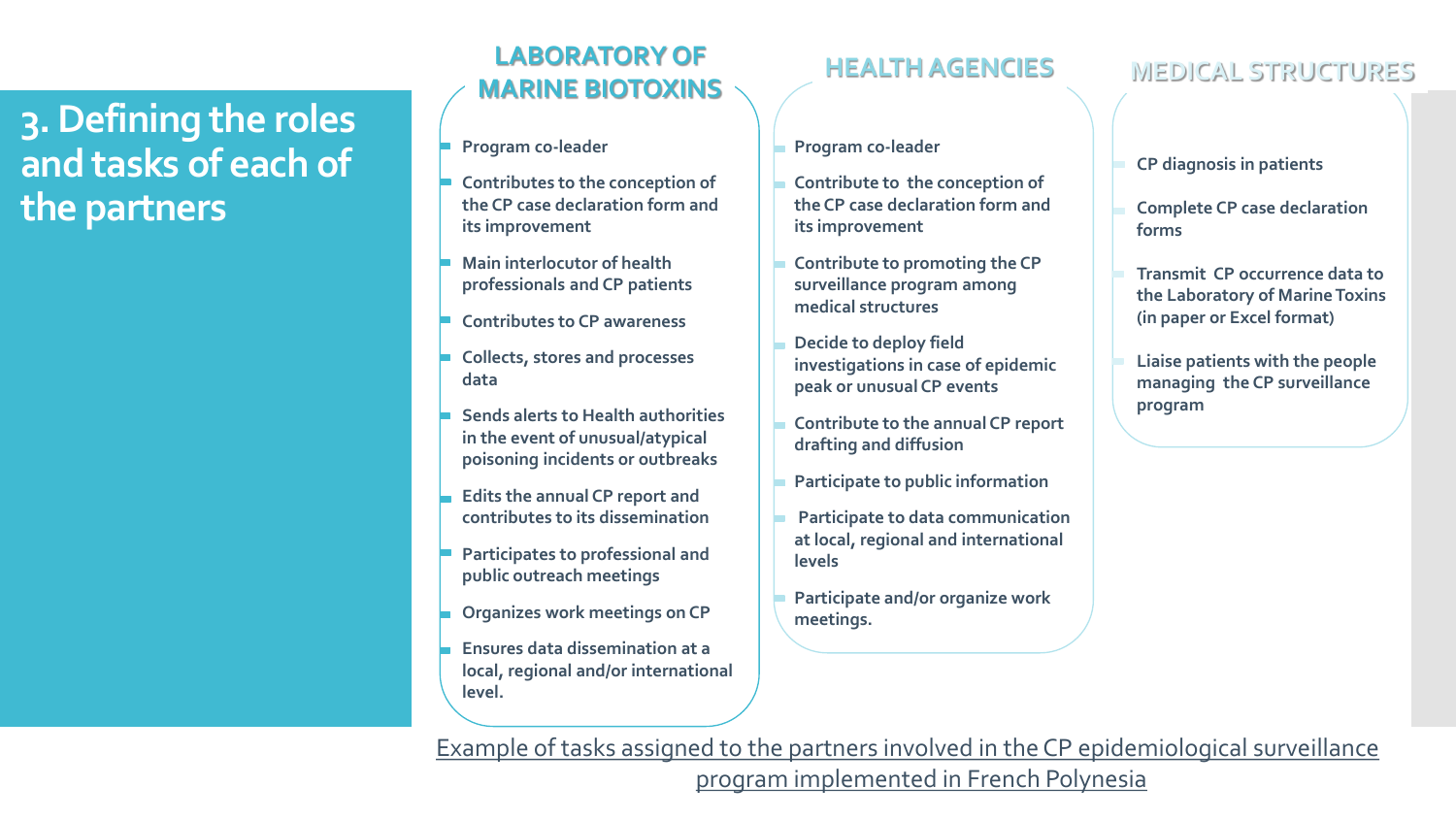# 3. Defining the roles and tasks of each of the partners

## LABORATORY OF MARINE BIOTOXINS

- Program co-leader
- Contributes to the conception of the CP case declaration form and its improvement
- Main interlocutor of health professionals and CP patients
- Contributes to CP awareness
- Collects, stores and processes data
- Sends alerts to Health authorities in the event of unusual/atypical poisoning incidents or outbreaks
- Edits the annual CP report and contributes to its dissemination
- Participates to professional and public outreach meetings
- Organizes work meetings on CP
- Ensures data dissemination at a local, regional and/or international level.

## HEALTH AGENCIES

- Program co-leader
- Contribute to the conception of the CP case declaration form and its improvement
- Contribute to promoting the CP surveillance program among medical structures
- Decide to deploy field investigations in case of epidemic peak or unusual CP events
- Contribute to the annual CP report drafting and diffusion
- Participate to public information
- Participate to data communication at local, regional and international levels
- Participate and/or organize work meetings.

## MEDICAL STRUCTURES

- CP diagnosis in patients
- Complete CP case declaration forms
- Transmit CP occurrence data to the Laboratory of Marine Toxins (in paper or Excel format)
- Liaise patients with the people managing the CP surveillance program

Example of tasks assigned to the partners involved in the CP epidemiological surveillance program implemented in French Polynesia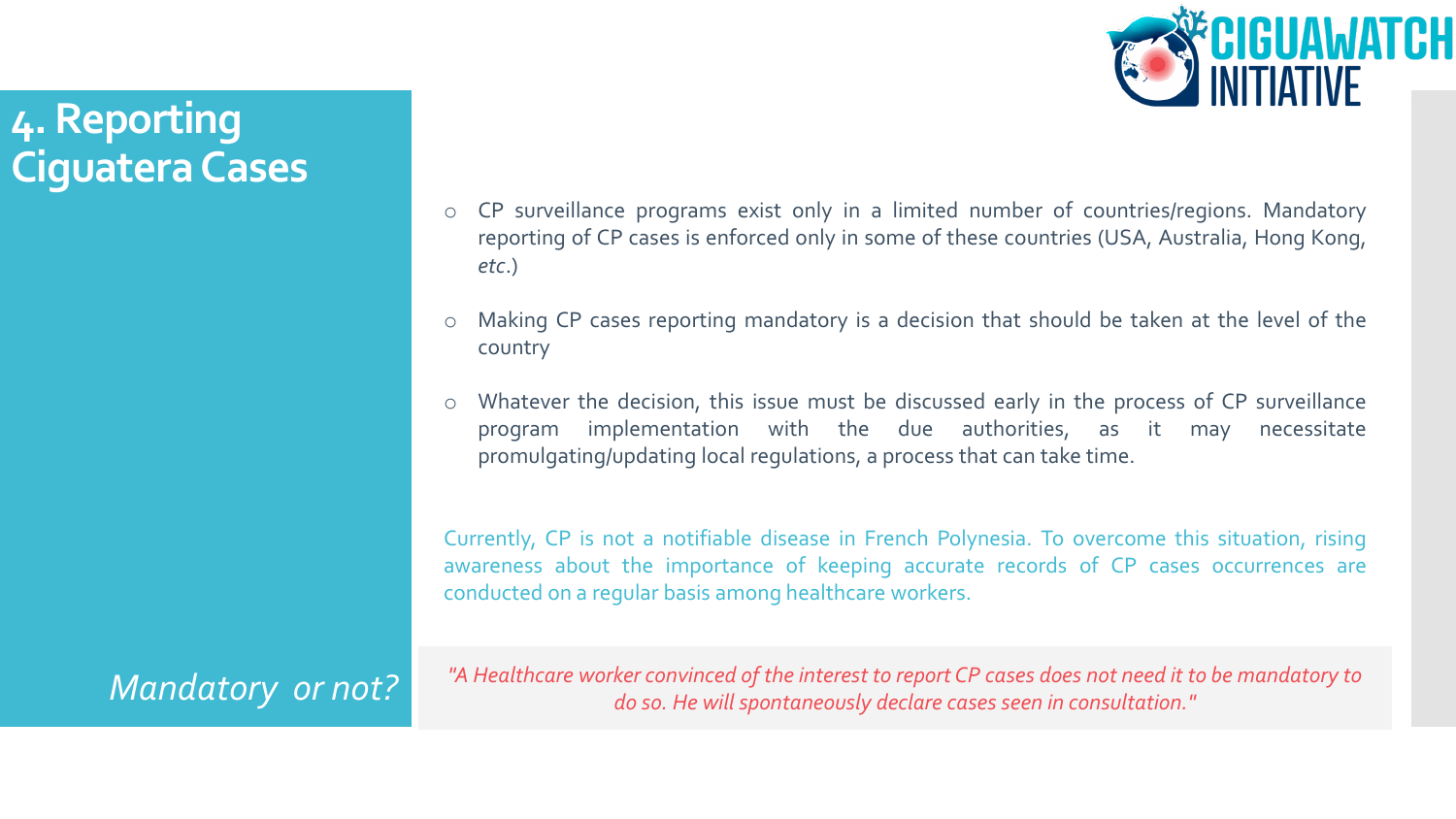# 4. Reporting Ciguatera Cases

- CP surveillance programs exist only in a limited number of countries/regions. Mandatory reporting of CP cases is enforced only in some of these countries (USA, Australia, Hong Kong, *etc*.)
- Making CP cases reporting mandatory is a decision that should be taken at the level of the country
- Whatever the decision, this issue must be discussed early in the process of CP surveillance program implementation with the due authorities, as it may necessitate promulgating/updating local regulations, a process that can take time.

Currently, CP is not a notifiable disease in French Polynesia. To overcome this situation, rising awareness about the importance of keeping accurate records of CP cases occurrences are conducted on a regular basis among healthcare workers.

*Mandatory or not?*

*"A Healthcare worker convinced of the interest to report CP cases does not need it to be mandatory to do so. He will spontaneously declare cases seen in consultation."*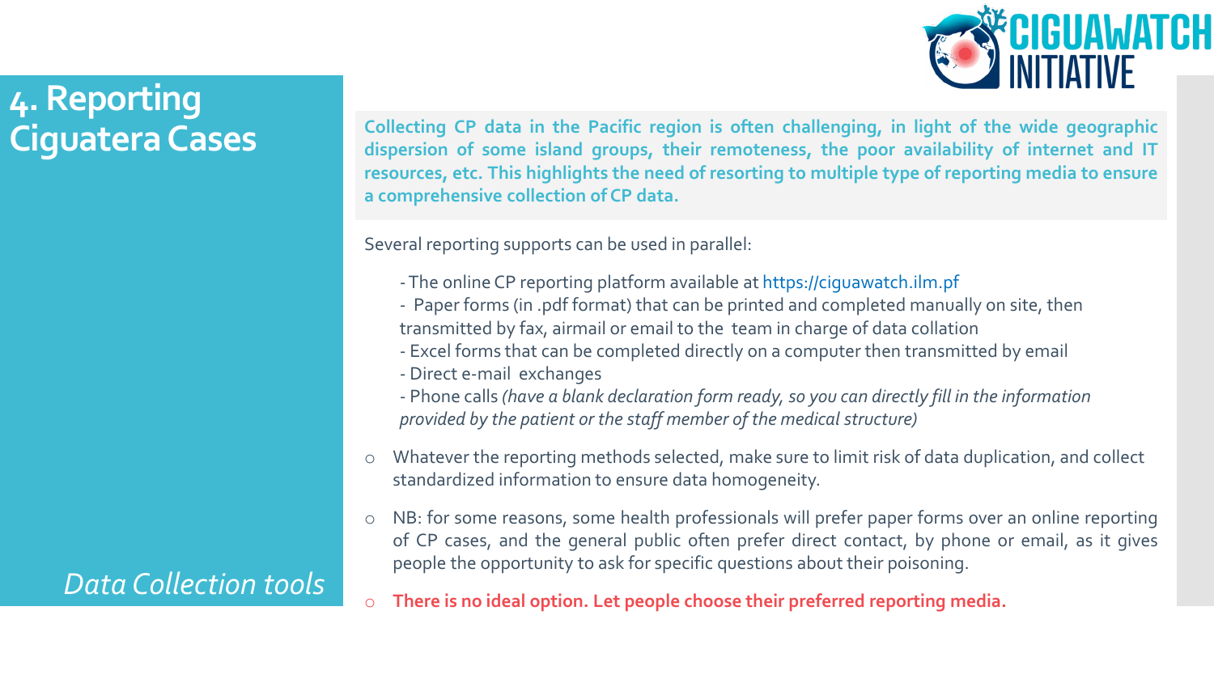# 4. Reporting Ciguatera Cases

*Data Collection tools*

**Collecting CP data in the Pacific region is often challenging, in light of the wide geographic dispersion of some island groups, their remoteness, the poor availability of internet and IT resources, etc. This highlights the need of resorting to multiple type of reporting media to ensure a comprehensive collection of CP data.**

Several reporting supports can be used in parallel:

- The online CP reporting platform available at https://ciguawatch.ilm.pf
- Paper forms (in .pdf format) that can be printed and completed manually on site, then transmitted by fax, airmail or email to the team in charge of data collation
- Excel forms that can be completed directly on a computer then transmitted by email
- Direct e-mail exchanges
- Phone calls *(have a blank declaration form ready, so you can directly fill in the information provided by the patient or the staff member of the medical structure)*

- Whatever the reporting methods selected, make sure to limit risk of data duplication, and collect standardized information to ensure data homogeneity.
- NB: for some reasons, some health professionals will prefer paper forms over an online reporting of CP cases, and the general public often prefer direct contact, by phone or email, as it gives people the opportunity to ask for specific questions about their poisoning.
- **There is no ideal option. Let people choose their preferred reporting media.**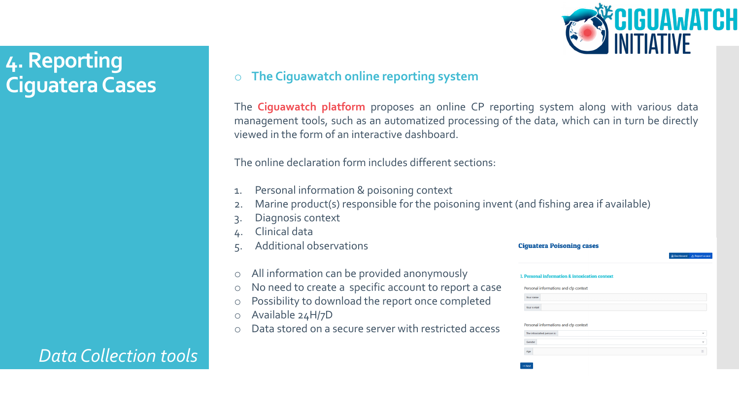# 4. Reporting Ciguatera Cases

*Data Collection tools*

## The Ciguawatch online reporting system

The **Ciguawatch platform** proposes an online CP reporting system along with various data management tools, such as an automatized processing of the data, which can in turn be directly viewed in the form of an interactive dashboard.

The online declaration form includes different sections:

1. Personal information & poisoning context
2. Marine product(s) responsible for the poisoning invent (and fishing area if available)
3. Diagnosis context
4. Clinical data
5. Additional observations

- All information can be provided anonymously
- No need to create a specific account to report a case
- Possibility to download the report once completed
- Available 24H/7D
- Data stored on a secure server with restricted access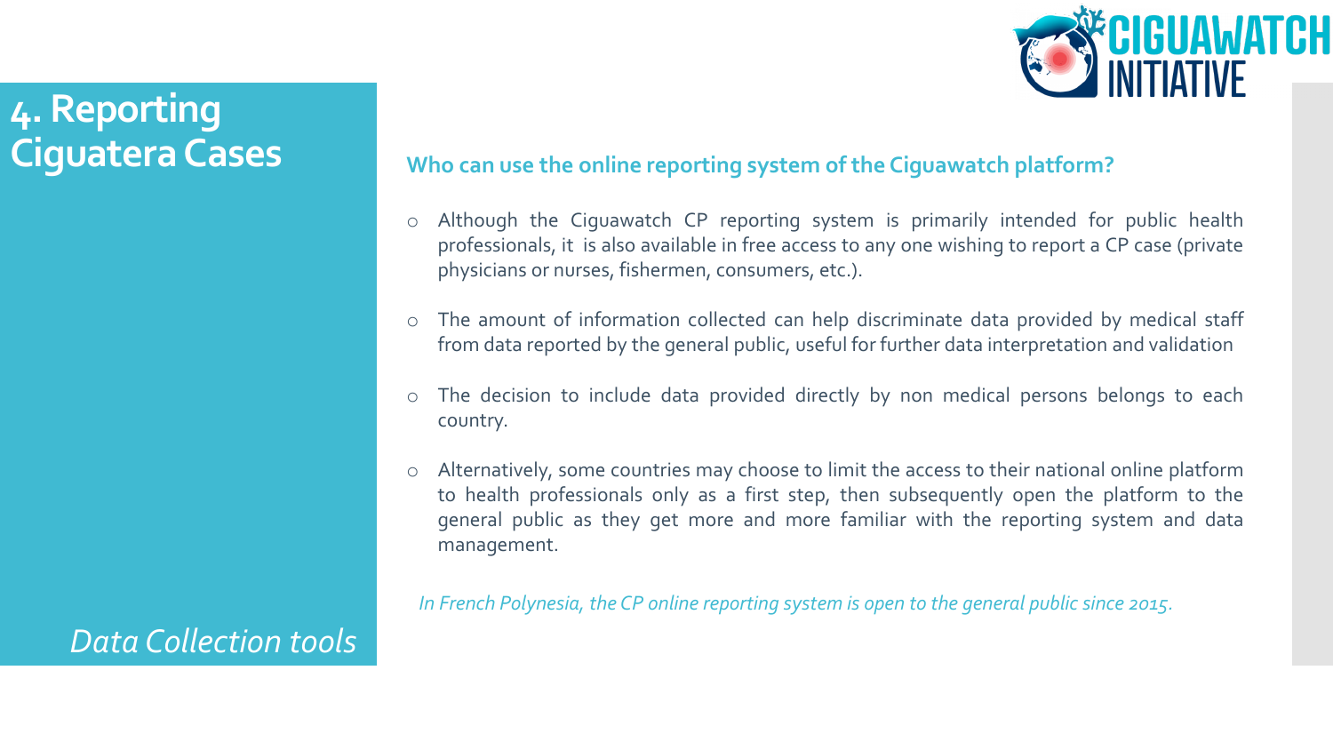# 4. Reporting Ciguatera Cases

*Data Collection tools*

### Who can use the online reporting system of the Ciguawatch platform?

- Although the Ciguawatch CP reporting system is primarily intended for public health professionals, it is also available in free access to any one wishing to report a CP case (private physicians or nurses, fishermen, consumers, etc.).
- The amount of information collected can help discriminate data provided by medical staff from data reported by the general public, useful for further data interpretation and validation
- The decision to include data provided directly by non medical persons belongs to each country.
- Alternatively, some countries may choose to limit the access to their national online platform to health professionals only as a first step, then subsequently open the platform to the general public as they get more and more familiar with the reporting system and data management.

*In French Polynesia, the CP online reporting system is open to the general public since 2015.*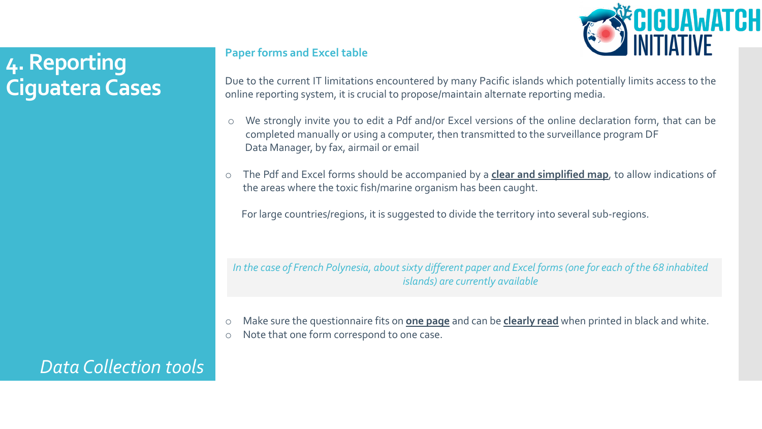# 4. Reporting Ciguatera Cases

## Paper forms and Excel table

Due to the current IT limitations encountered by many Pacific islands which potentially limits access to the online reporting system, it is crucial to propose/maintain alternate reporting media.

- We strongly invite you to edit a Pdf and/or Excel versions of the online declaration form, that can be completed manually or using a computer, then transmitted to the surveillance program DF Data Manager, by fax, airmail or email
- The Pdf and Excel forms should be accompanied by a **clear and simplified map**, to allow indications of the areas where the toxic fish/marine organism has been caught.

  For large countries/regions, it is suggested to divide the territory into several sub-regions.

*In the case of French Polynesia, about sixty different paper and Excel forms (one for each of the 68 inhabited islands) are currently available*

- Make sure the questionnaire fits on **one page** and can be **clearly read** when printed in black and white.
- Note that one form correspond to one case.

*Data Collection tools*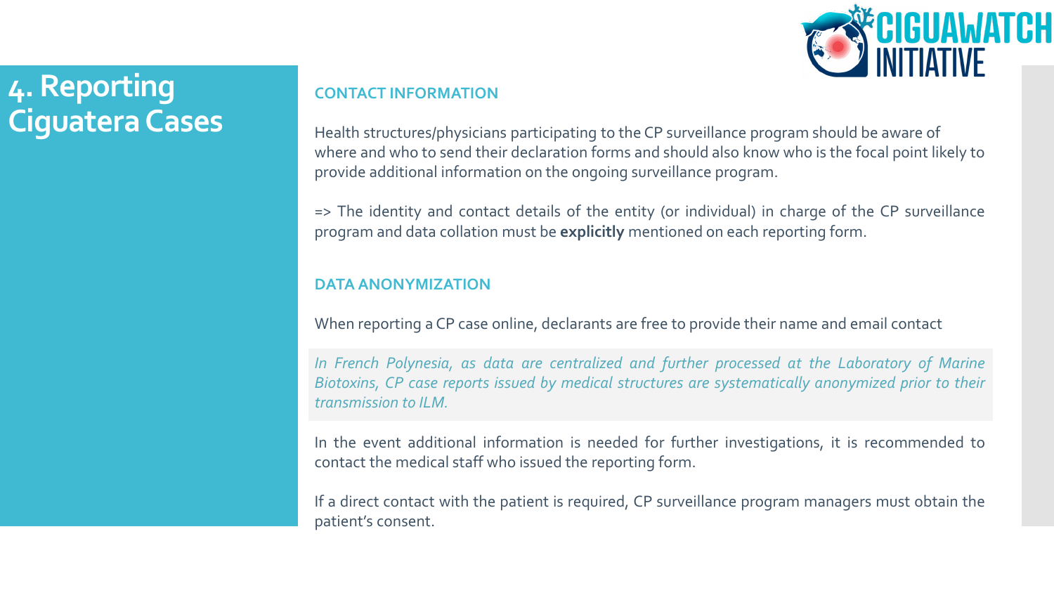# 4. Reporting Ciguatera Cases

## CONTACT INFORMATION

Health structures/physicians participating to the CP surveillance program should be aware of where and who to send their declaration forms and should also know who is the focal point likely to provide additional information on the ongoing surveillance program.

=> The identity and contact details of the entity (or individual) in charge of the CP surveillance program and data collation must be **explicitly** mentioned on each reporting form.

## DATA ANONYMIZATION

When reporting a CP case online, declarants are free to provide their name and email contact

*In French Polynesia, as data are centralized and further processed at the Laboratory of Marine Biotoxins, CP case reports issued by medical structures are systematically anonymized prior to their transmission to ILM.*

In the event additional information is needed for further investigations, it is recommended to contact the medical staff who issued the reporting form.

If a direct contact with the patient is required, CP surveillance program managers must obtain the patient's consent.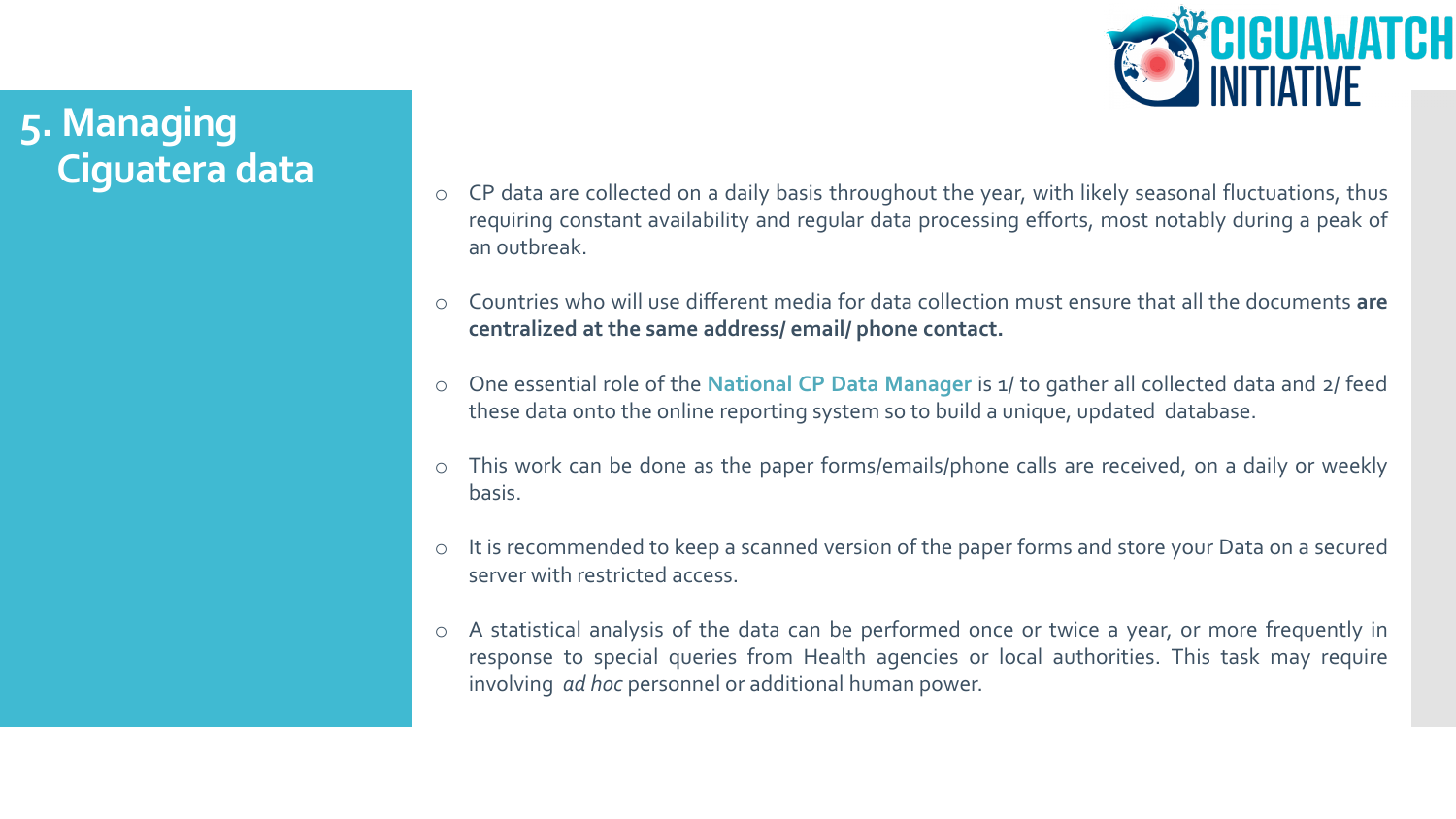# 5. Managing Ciguatera data

- CP data are collected on a daily basis throughout the year, with likely seasonal fluctuations, thus requiring constant availability and regular data processing efforts, most notably during a peak of an outbreak.
- Countries who will use different media for data collection must ensure that all the documents **are centralized at the same address/ email/ phone contact.**
- One essential role of the **National CP Data Manager** is 1/ to gather all collected data and 2/ feed these data onto the online reporting system so to build a unique, updated database.
- This work can be done as the paper forms/emails/phone calls are received, on a daily or weekly basis.
- It is recommended to keep a scanned version of the paper forms and store your Data on a secured server with restricted access.
- A statistical analysis of the data can be performed once or twice a year, or more frequently in response to special queries from Health agencies or local authorities. This task may require involving *ad hoc* personnel or additional human power.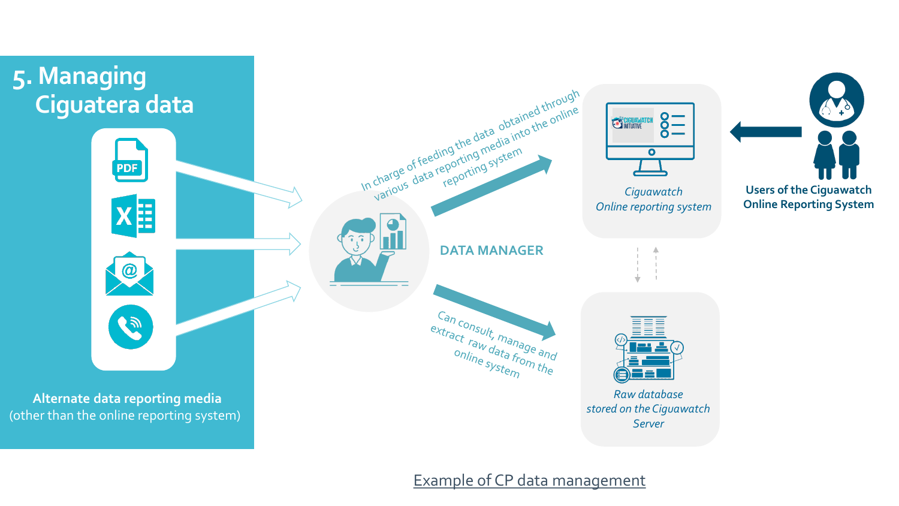# 5. Managing Ciguatera data

**Alternate data reporting media**
(other than the online reporting system)

In charge of feeding the data obtained through various data reporting media into the online reporting system

DATA MANAGER

Can consult, manage and extract raw data from the online system

*Ciguawatch Online reporting system*

**Users of the Ciguawatch Online Reporting System**

*Raw database stored on the Ciguawatch Server*

Example of CP data management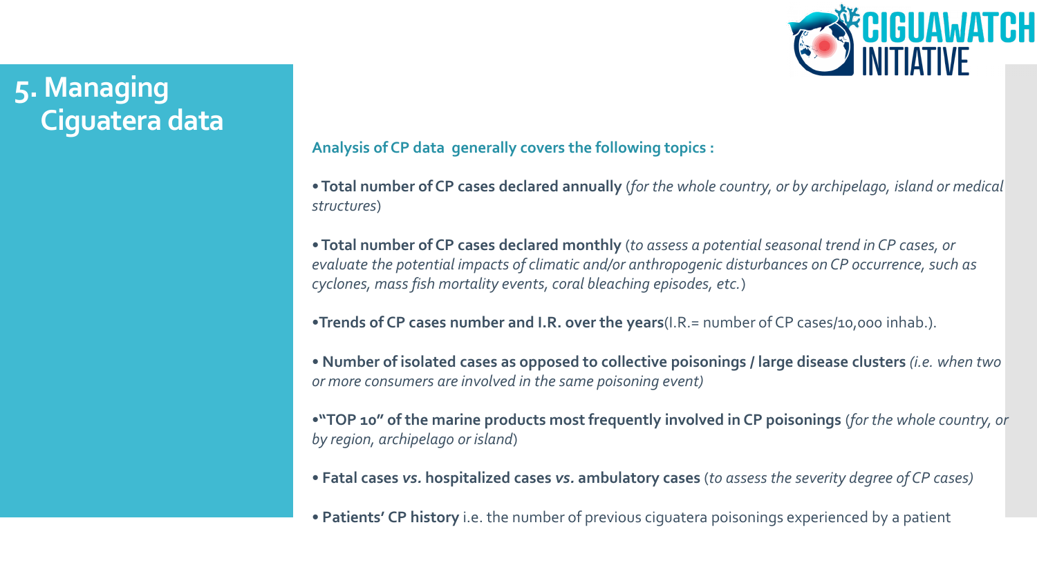# 5. Managing Ciguatera data

**Analysis of CP data generally covers the following topics :**

- **Total number of CP cases declared annually** (*for the whole country, or by archipelago, island or medical structures*)

- **Total number of CP cases declared monthly** (*to assess a potential seasonal trend in CP cases, or evaluate the potential impacts of climatic and/or anthropogenic disturbances on CP occurrence, such as cyclones, mass fish mortality events, coral bleaching episodes, etc.*)

- **Trends of CP cases number and I.R. over the years**(I.R.= number of CP cases/10,000 inhab.).

- **Number of isolated cases as opposed to collective poisonings / large disease clusters** *(i.e. when two or more consumers are involved in the same poisoning event)*

- **"TOP 10" of the marine products most frequently involved in CP poisonings** (*for the whole country, or by region, archipelago or island*)

- **Fatal cases *vs.* hospitalized cases *vs.* ambulatory cases** (*to assess the severity degree of CP cases)*

- **Patients' CP history** i.e. the number of previous ciguatera poisonings experienced by a patient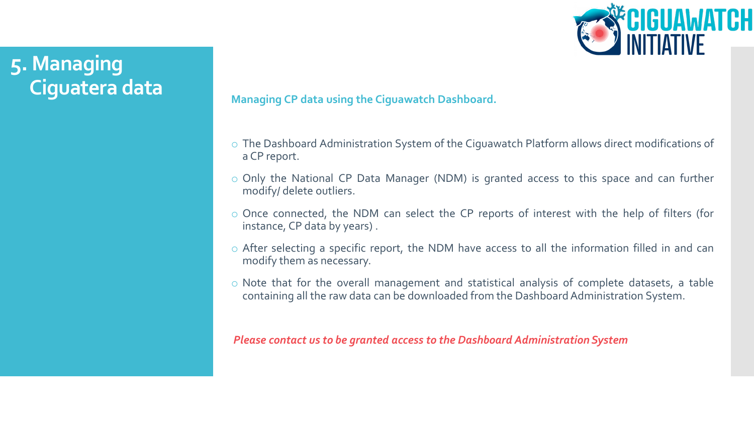# 5. Managing Ciguatera data

**Managing CP data using the Ciguawatch Dashboard.**

- The Dashboard Administration System of the Ciguawatch Platform allows direct modifications of a CP report.
- Only the National CP Data Manager (NDM) is granted access to this space and can further modify/ delete outliers.
- Once connected, the NDM can select the CP reports of interest with the help of filters (for instance, CP data by years) .
- After selecting a specific report, the NDM have access to all the information filled in and can modify them as necessary.
- Note that for the overall management and statistical analysis of complete datasets, a table containing all the raw data can be downloaded from the Dashboard Administration System.

***Please contact us to be granted access to the Dashboard Administration System***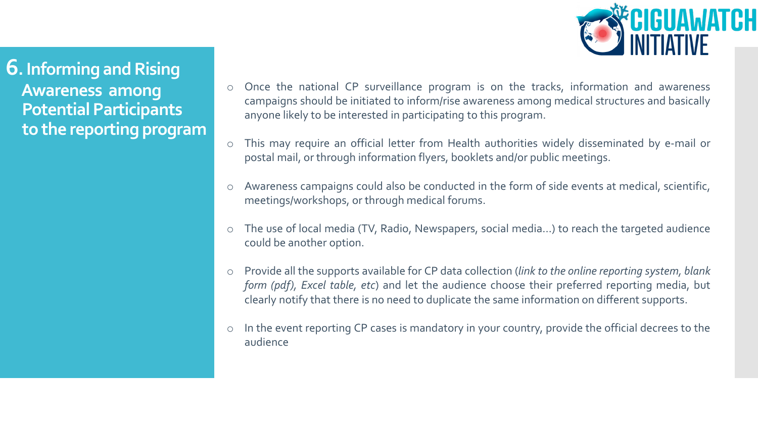## 6. Informing and Rising Awareness among Potential Participants to the reporting program

- Once the national CP surveillance program is on the tracks, information and awareness campaigns should be initiated to inform/rise awareness among medical structures and basically anyone likely to be interested in participating to this program.
- This may require an official letter from Health authorities widely disseminated by e-mail or postal mail, or through information flyers, booklets and/or public meetings.
- Awareness campaigns could also be conducted in the form of side events at medical, scientific, meetings/workshops, or through medical forums.
- The use of local media (TV, Radio, Newspapers, social media…) to reach the targeted audience could be another option.
- Provide all the supports available for CP data collection (*link to the online reporting system, blank form (pdf), Excel table, etc*) and let the audience choose their preferred reporting media, but clearly notify that there is no need to duplicate the same information on different supports.
- In the event reporting CP cases is mandatory in your country, provide the official decrees to the audience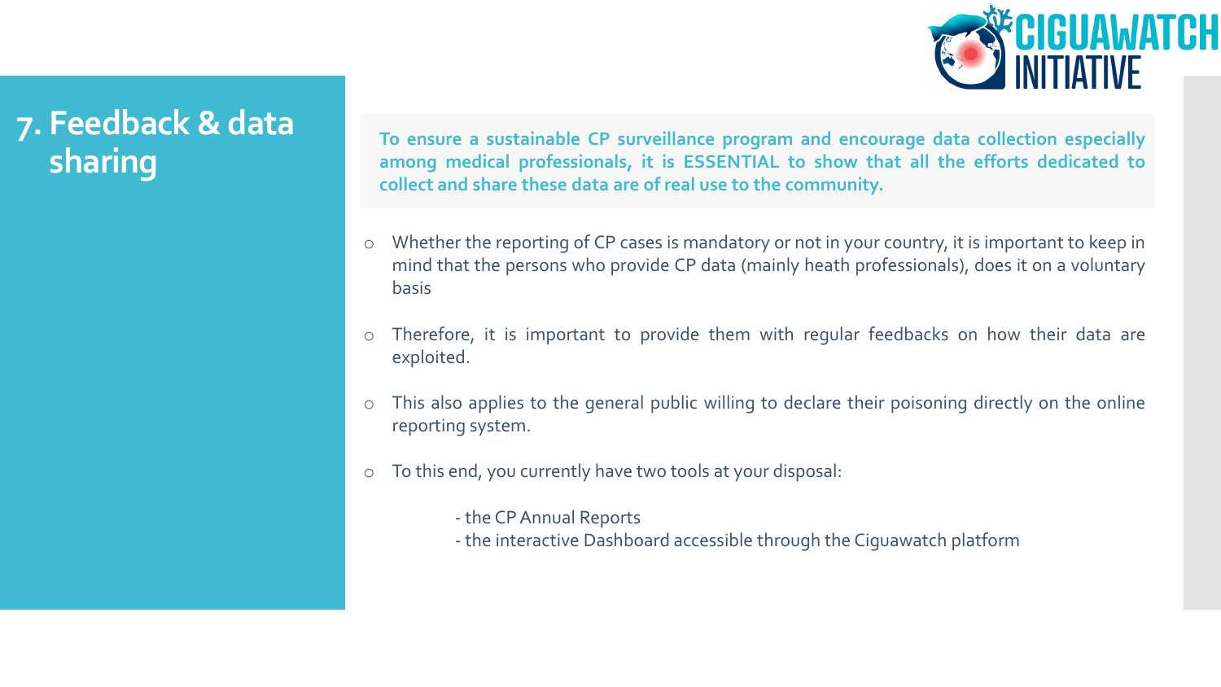# 7. Feedback & data sharing

**To ensure a sustainable CP surveillance program and encourage data collection especially among medical professionals, it is ESSENTIAL to show that all the efforts dedicated to collect and share these data are of real use to the community.**

- Whether the reporting of CP cases is mandatory or not in your country, it is important to keep in mind that the persons who provide CP data (mainly heath professionals), does it on a voluntary basis
- Therefore, it is important to provide them with regular feedbacks on how their data are exploited.
- This also applies to the general public willing to declare their poisoning directly on the online reporting system.
- To this end, you currently have two tools at your disposal:

  - the CP Annual Reports
  - the interactive Dashboard accessible through the Ciguawatch platform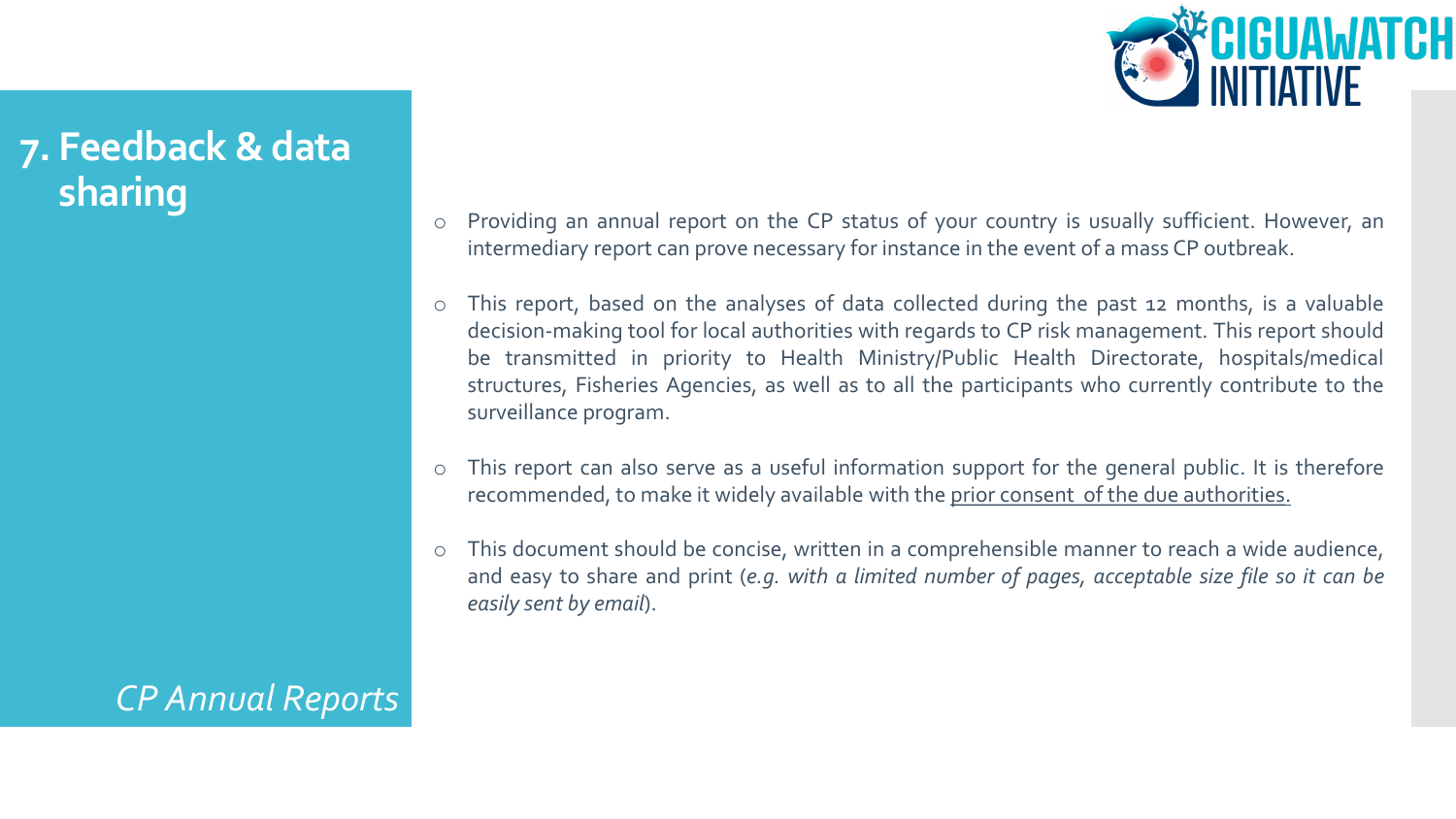# 7. Feedback & data sharing

*CP Annual Reports*

- Providing an annual report on the CP status of your country is usually sufficient. However, an intermediary report can prove necessary for instance in the event of a mass CP outbreak.
- This report, based on the analyses of data collected during the past 12 months, is a valuable decision-making tool for local authorities with regards to CP risk management. This report should be transmitted in priority to Health Ministry/Public Health Directorate, hospitals/medical structures, Fisheries Agencies, as well as to all the participants who currently contribute to the surveillance program.
- This report can also serve as a useful information support for the general public. It is therefore recommended, to make it widely available with the prior consent of the due authorities.
- This document should be concise, written in a comprehensible manner to reach a wide audience, and easy to share and print (*e.g. with a limited number of pages, acceptable size file so it can be easily sent by email*).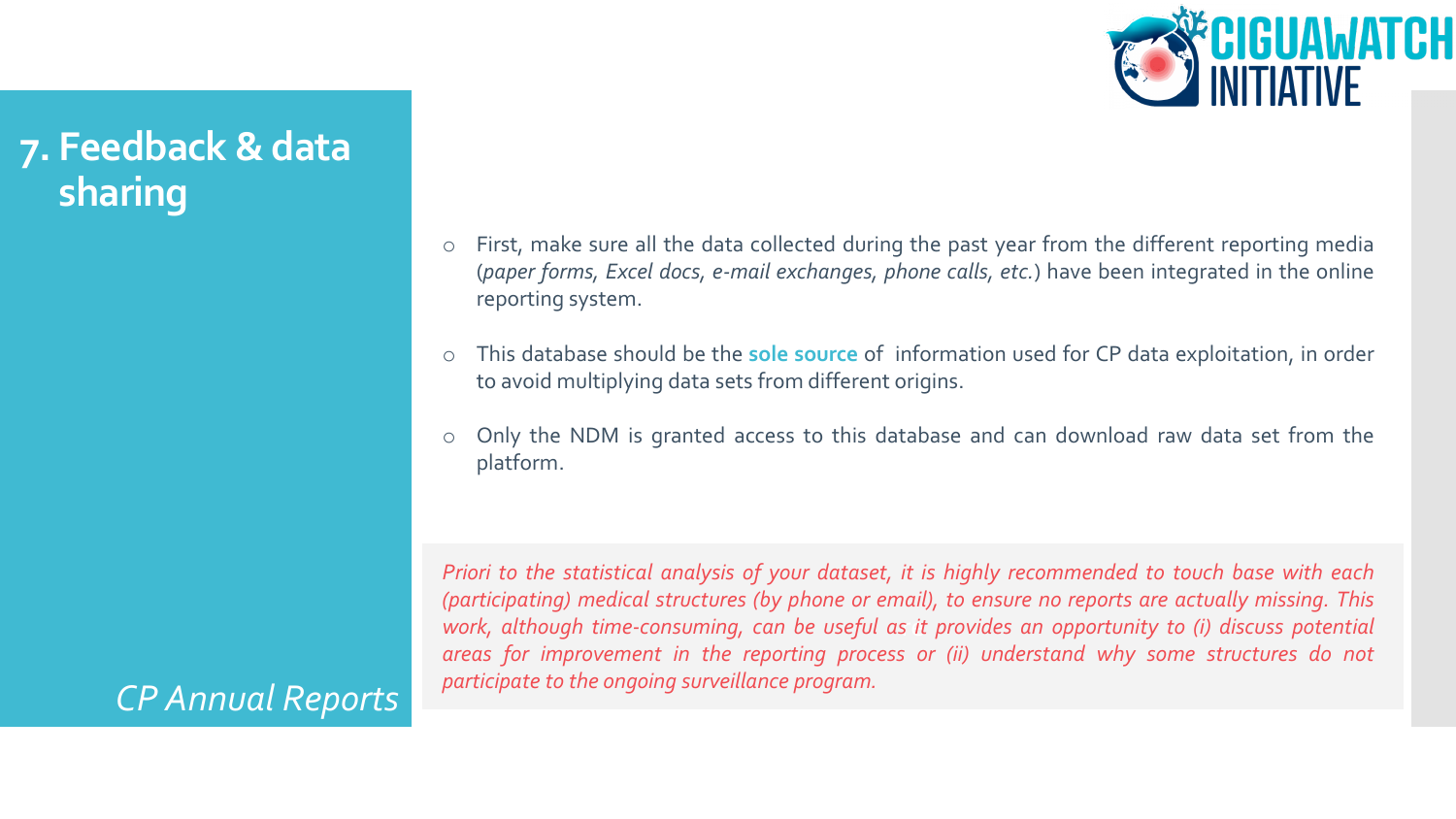# 7. Feedback & data sharing

*CP Annual Reports*

- First, make sure all the data collected during the past year from the different reporting media (*paper forms, Excel docs, e-mail exchanges, phone calls, etc.*) have been integrated in the online reporting system.
- This database should be the **sole source** of information used for CP data exploitation, in order to avoid multiplying data sets from different origins.
- Only the NDM is granted access to this database and can download raw data set from the platform.

*Priori to the statistical analysis of your dataset, it is highly recommended to touch base with each (participating) medical structures (by phone or email), to ensure no reports are actually missing. This work, although time-consuming, can be useful as it provides an opportunity to (i) discuss potential areas for improvement in the reporting process or (ii) understand why some structures do not participate to the ongoing surveillance program.*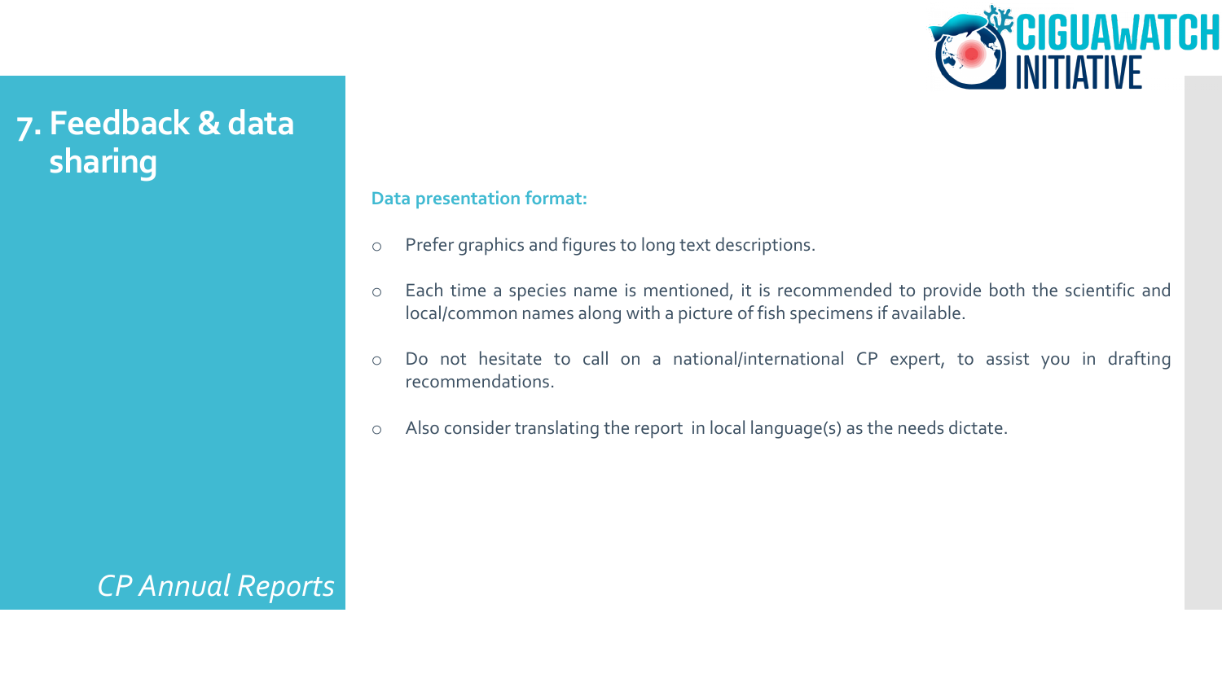# 7. Feedback & data sharing

*CP Annual Reports*

**Data presentation format:**

- Prefer graphics and figures to long text descriptions.
- Each time a species name is mentioned, it is recommended to provide both the scientific and local/common names along with a picture of fish specimens if available.
- Do not hesitate to call on a national/international CP expert, to assist you in drafting recommendations.
- Also consider translating the report in local language(s) as the needs dictate.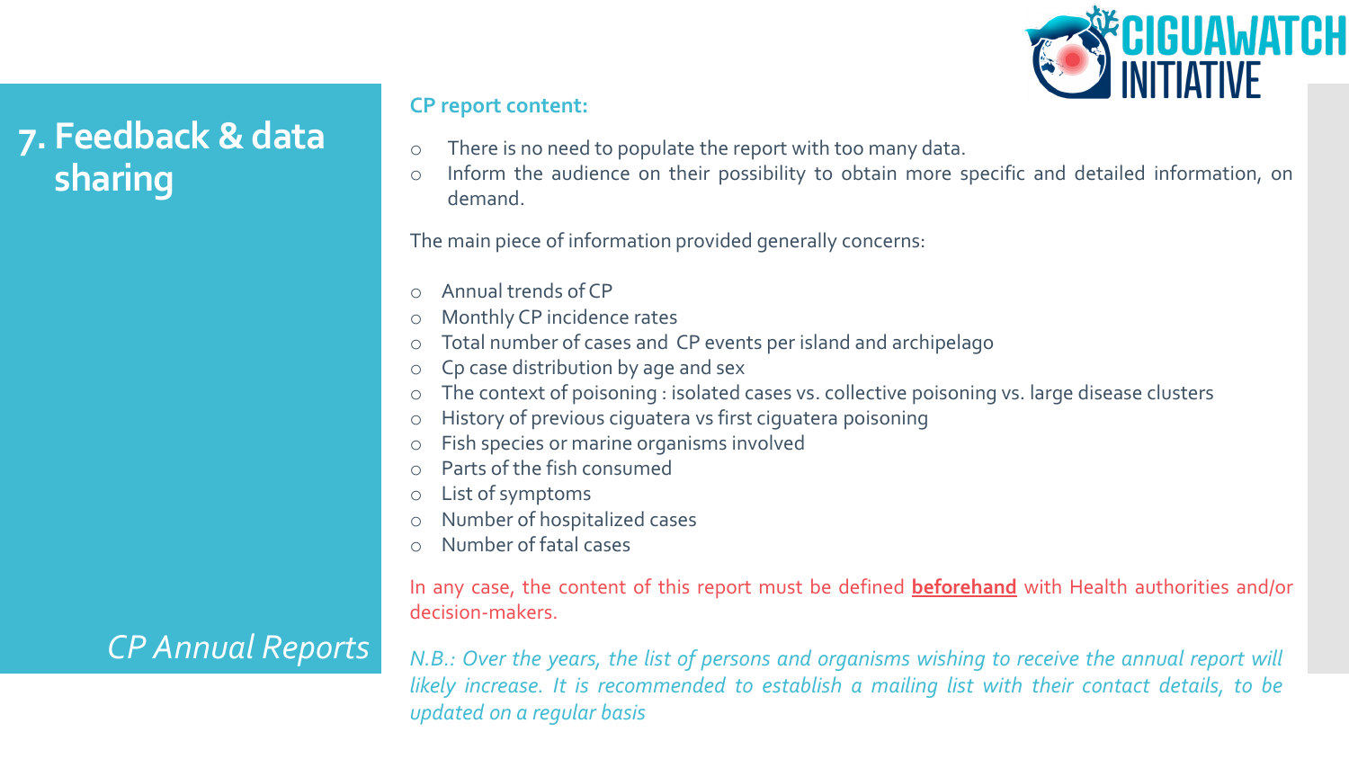# 7. Feedback & data sharing

*CP Annual Reports*

**CP report content:**

- There is no need to populate the report with too many data.
- Inform the audience on their possibility to obtain more specific and detailed information, on demand.

The main piece of information provided generally concerns:

- Annual trends of CP
- Monthly CP incidence rates
- Total number of cases and CP events per island and archipelago
- Cp case distribution by age and sex
- The context of poisoning : isolated cases vs. collective poisoning vs. large disease clusters
- History of previous ciguatera vs first ciguatera poisoning
- Fish species or marine organisms involved
- Parts of the fish consumed
- List of symptoms
- Number of hospitalized cases
- Number of fatal cases

In any case, the content of this report must be defined **beforehand** with Health authorities and/or decision-makers.

*N.B.: Over the years, the list of persons and organisms wishing to receive the annual report will likely increase. It is recommended to establish a mailing list with their contact details, to be updated on a regular basis*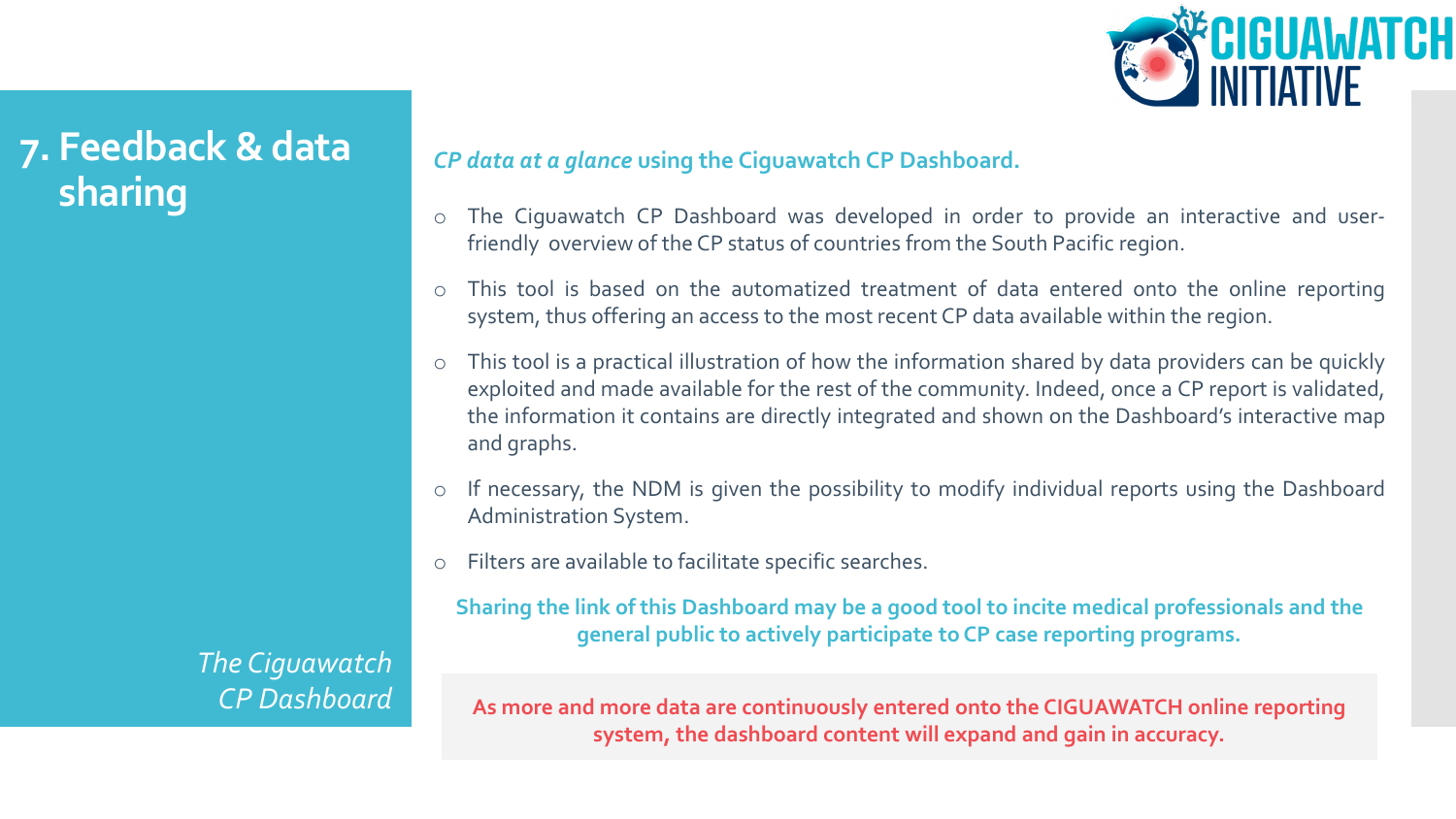# 7. Feedback & data sharing

*The Ciguawatch CP Dashboard*

***CP data at a glance*** **using the Ciguawatch CP Dashboard.**

- The Ciguawatch CP Dashboard was developed in order to provide an interactive and user-friendly overview of the CP status of countries from the South Pacific region.
- This tool is based on the automatized treatment of data entered onto the online reporting system, thus offering an access to the most recent CP data available within the region.
- This tool is a practical illustration of how the information shared by data providers can be quickly exploited and made available for the rest of the community. Indeed, once a CP report is validated, the information it contains are directly integrated and shown on the Dashboard's interactive map and graphs.
- If necessary, the NDM is given the possibility to modify individual reports using the Dashboard Administration System.
- Filters are available to facilitate specific searches.

**Sharing the link of this Dashboard may be a good tool to incite medical professionals and the general public to actively participate to CP case reporting programs.**

**As more and more data are continuously entered onto the CIGUAWATCH online reporting system, the dashboard content will expand and gain in accuracy.**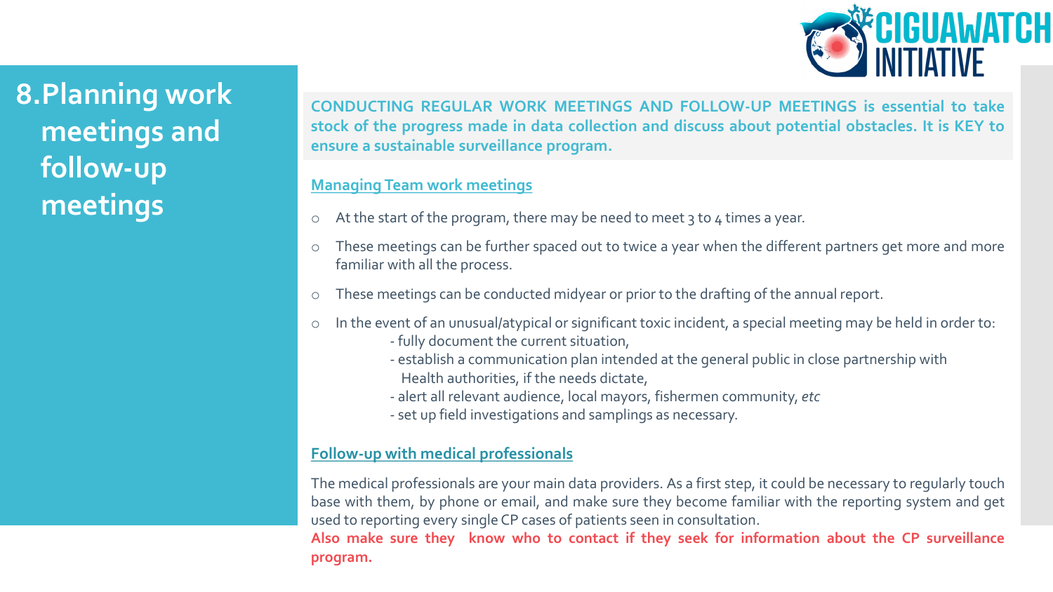# 8. Planning work meetings and follow-up meetings

**CONDUCTING REGULAR WORK MEETINGS AND FOLLOW-UP MEETINGS is essential to take stock of the progress made in data collection and discuss about potential obstacles. It is KEY to ensure a sustainable surveillance program.**

## Managing Team work meetings

- At the start of the program, there may be need to meet 3 to 4 times a year.
- These meetings can be further spaced out to twice a year when the different partners get more and more familiar with all the process.
- These meetings can be conducted midyear or prior to the drafting of the annual report.
- In the event of an unusual/atypical or significant toxic incident, a special meeting may be held in order to:
  - fully document the current situation,
  - establish a communication plan intended at the general public in close partnership with Health authorities, if the needs dictate,
  - alert all relevant audience, local mayors, fishermen community, *etc*
  - set up field investigations and samplings as necessary.

## Follow-up with medical professionals

The medical professionals are your main data providers. As a first step, it could be necessary to regularly touch base with them, by phone or email, and make sure they become familiar with the reporting system and get used to reporting every single CP cases of patients seen in consultation.

**Also make sure they know who to contact if they seek for information about the CP surveillance program.**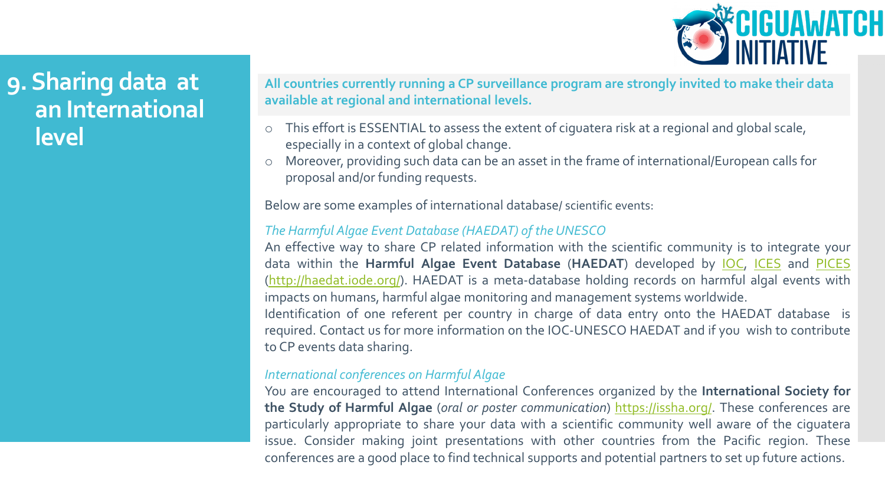# 9. Sharing data at an International level

**All countries currently running a CP surveillance program are strongly invited to make their data available at regional and international levels.**

- This effort is ESSENTIAL to assess the extent of ciguatera risk at a regional and global scale, especially in a context of global change.
- Moreover, providing such data can be an asset in the frame of international/European calls for proposal and/or funding requests.

Below are some examples of international database/ scientific events:

*The Harmful Algae Event Database (HAEDAT) of the UNESCO*

An effective way to share CP related information with the scientific community is to integrate your data within the **Harmful Algae Event Database** (**HAEDAT**) developed by IOC, ICES and PICES (http://haedat.iode.org/). HAEDAT is a meta-database holding records on harmful algal events with impacts on humans, harmful algae monitoring and management systems worldwide.

Identification of one referent per country in charge of data entry onto the HAEDAT database is required. Contact us for more information on the IOC-UNESCO HAEDAT and if you wish to contribute to CP events data sharing.

*International conferences on Harmful Algae*

You are encouraged to attend International Conferences organized by the **International Society for the Study of Harmful Algae** (*oral or poster communication*) https://issha.org/. These conferences are particularly appropriate to share your data with a scientific community well aware of the ciguatera issue. Consider making joint presentations with other countries from the Pacific region. These conferences are a good place to find technical supports and potential partners to set up future actions.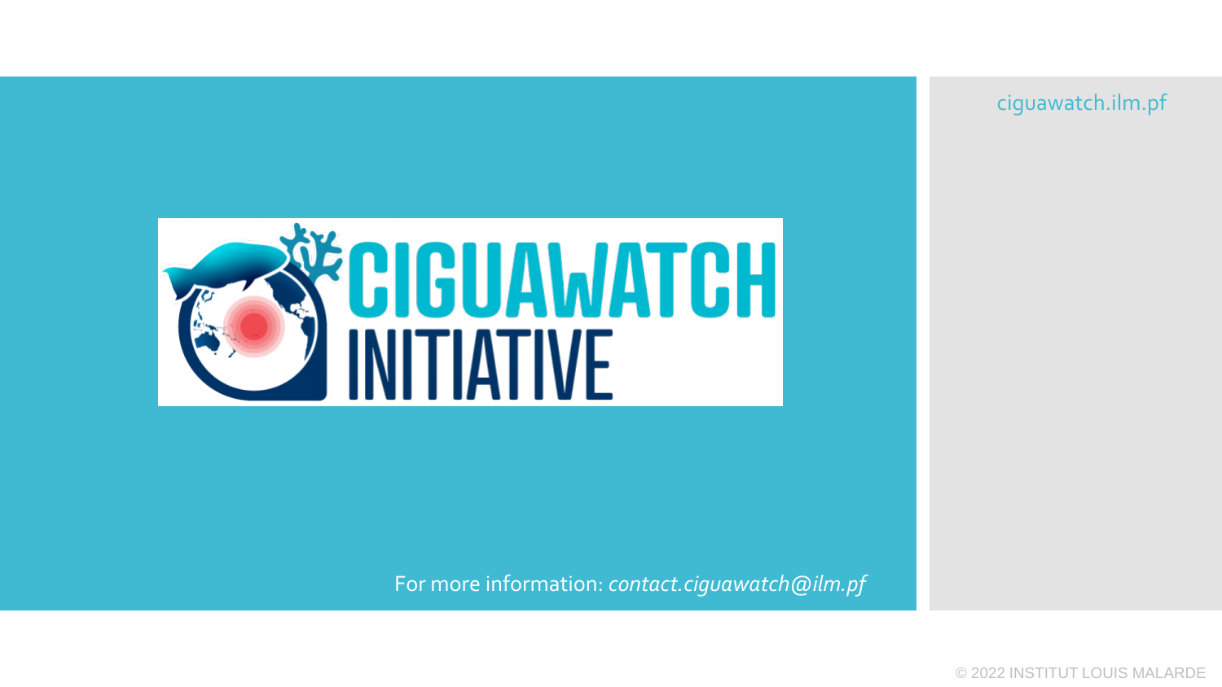ciguawatch.ilm.pf

CIGUAWATCH INITIATIVE

For more information: *contact.ciguawatch@ilm.pf*

© 2022 INSTITUT LOUIS MALARDE